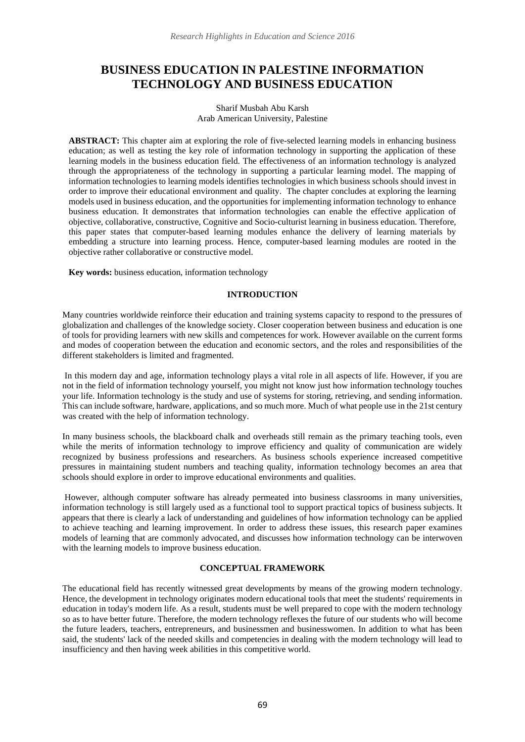# BUSINESS EDUCATION IN PALESTINE INFORMATION TECHNOLOGY AND BUSINESS EDUCATION

Sharif Musbah Abu Karsh
Arab American University, Palestine

**ABSTRACT:** This chapter aim at exploring the role of five-selected learning models in enhancing business education; as well as testing the key role of information technology in supporting the application of these learning models in the business education field. The effectiveness of an information technology is analyzed through the appropriateness of the technology in supporting a particular learning model. The mapping of information technologies to learning models identifies technologies in which business schools should invest in order to improve their educational environment and quality. The chapter concludes at exploring the learning models used in business education, and the opportunities for implementing information technology to enhance business education. It demonstrates that information technologies can enable the effective application of objective, collaborative, constructive, Cognitive and Socio-culturist learning in business education. Therefore, this paper states that computer-based learning modules enhance the delivery of learning materials by embedding a structure into learning process. Hence, computer-based learning modules are rooted in the objective rather collaborative or constructive model.

**Key words:** business education, information technology

## INTRODUCTION

Many countries worldwide reinforce their education and training systems capacity to respond to the pressures of globalization and challenges of the knowledge society. Closer cooperation between business and education is one of tools for providing learners with new skills and competences for work. However available on the current forms and modes of cooperation between the education and economic sectors, and the roles and responsibilities of the different stakeholders is limited and fragmented.

In this modern day and age, information technology plays a vital role in all aspects of life. However, if you are not in the field of information technology yourself, you might not know just how information technology touches your life. Information technology is the study and use of systems for storing, retrieving, and sending information. This can include software, hardware, applications, and so much more. Much of what people use in the 21st century was created with the help of information technology.

In many business schools, the blackboard chalk and overheads still remain as the primary teaching tools, even while the merits of information technology to improve efficiency and quality of communication are widely recognized by business professions and researchers. As business schools experience increased competitive pressures in maintaining student numbers and teaching quality, information technology becomes an area that schools should explore in order to improve educational environments and qualities.

However, although computer software has already permeated into business classrooms in many universities, information technology is still largely used as a functional tool to support practical topics of business subjects. It appears that there is clearly a lack of understanding and guidelines of how information technology can be applied to achieve teaching and learning improvement. In order to address these issues, this research paper examines models of learning that are commonly advocated, and discusses how information technology can be interwoven with the learning models to improve business education.

## CONCEPTUAL FRAMEWORK

The educational field has recently witnessed great developments by means of the growing modern technology. Hence, the development in technology originates modern educational tools that meet the students' requirements in education in today's modern life. As a result, students must be well prepared to cope with the modern technology so as to have better future. Therefore, the modern technology reflexes the future of our students who will become the future leaders, teachers, entrepreneurs, and businessmen and businesswomen. In addition to what has been said, the students' lack of the needed skills and competencies in dealing with the modern technology will lead to insufficiency and then having week abilities in this competitive world.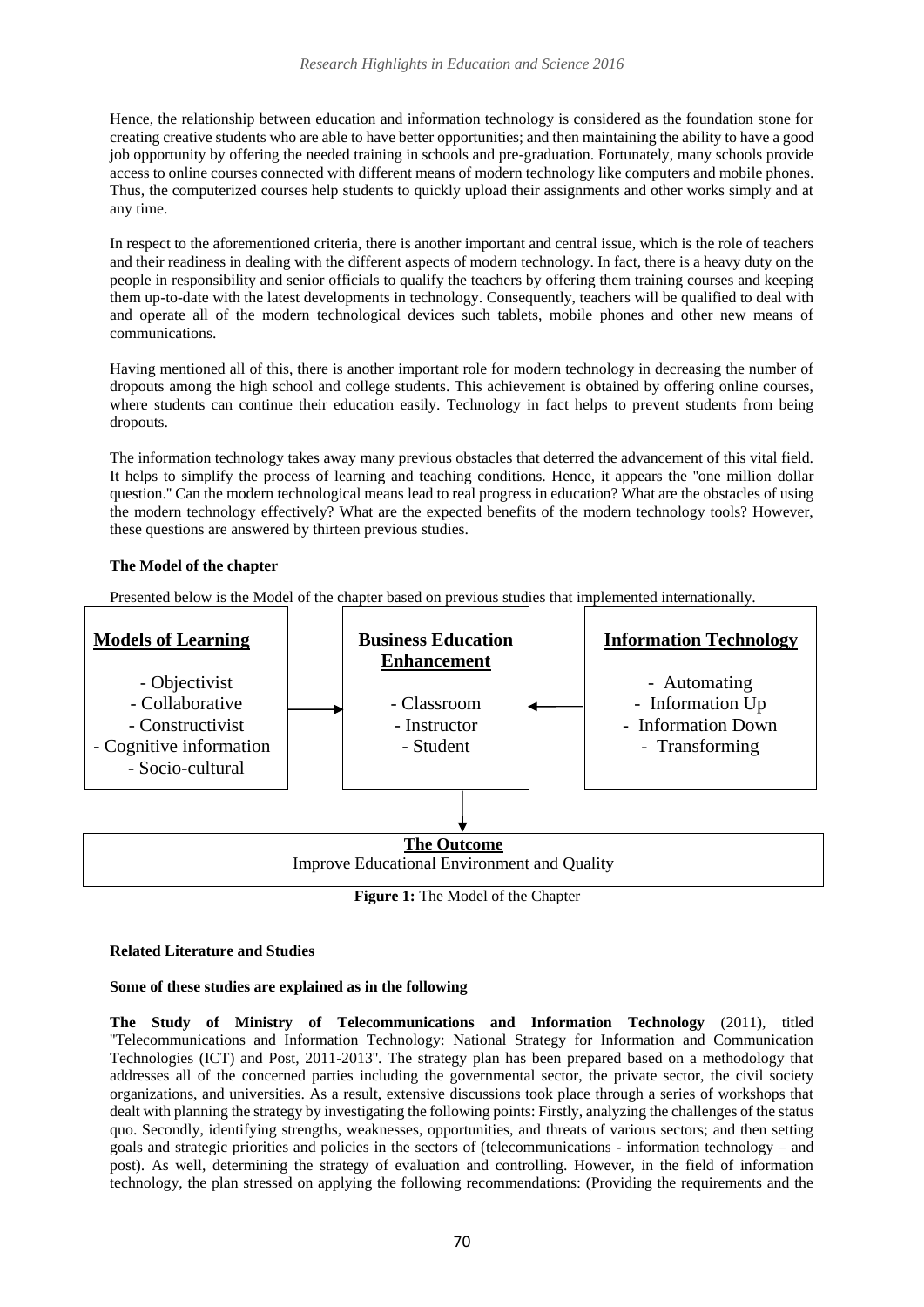Hence, the relationship between education and information technology is considered as the foundation stone for creating creative students who are able to have better opportunities; and then maintaining the ability to have a good job opportunity by offering the needed training in schools and pre-graduation. Fortunately, many schools provide access to online courses connected with different means of modern technology like computers and mobile phones. Thus, the computerized courses help students to quickly upload their assignments and other works simply and at any time.

In respect to the aforementioned criteria, there is another important and central issue, which is the role of teachers and their readiness in dealing with the different aspects of modern technology. In fact, there is a heavy duty on the people in responsibility and senior officials to qualify the teachers by offering them training courses and keeping them up-to-date with the latest developments in technology. Consequently, teachers will be qualified to deal with and operate all of the modern technological devices such tablets, mobile phones and other new means of communications.

Having mentioned all of this, there is another important role for modern technology in decreasing the number of dropouts among the high school and college students. This achievement is obtained by offering online courses, where students can continue their education easily. Technology in fact helps to prevent students from being dropouts.

The information technology takes away many previous obstacles that deterred the advancement of this vital field. It helps to simplify the process of learning and teaching conditions. Hence, it appears the "one million dollar question." Can the modern technological means lead to real progress in education? What are the obstacles of using the modern technology effectively? What are the expected benefits of the modern technology tools? However, these questions are answered by thirteen previous studies.

**The Model of the chapter**

Presented below is the Model of the chapter based on previous studies that implemented internationally.

| **Models of Learning** | → | **Business Education Enhancement** | ← | **Information Technology** |
|---|---|---|---|---|
| - Objectivist<br>- Collaborative<br>- Constructivist<br>- Cognitive information<br>- Socio-cultural | | - Classroom<br>- Instructor<br>- Student | | - Automating<br>- Information Up<br>- Information Down<br>- Transforming |

↓

**The Outcome**
Improve Educational Environment and Quality

**Figure 1:** The Model of the Chapter

**Related Literature and Studies**

**Some of these studies are explained as in the following**

**The Study of Ministry of Telecommunications and Information Technology** (2011), titled "Telecommunications and Information Technology: National Strategy for Information and Communication Technologies (ICT) and Post, 2011-2013". The strategy plan has been prepared based on a methodology that addresses all of the concerned parties including the governmental sector, the private sector, the civil society organizations, and universities. As a result, extensive discussions took place through a series of workshops that dealt with planning the strategy by investigating the following points: Firstly, analyzing the challenges of the status quo. Secondly, identifying strengths, weaknesses, opportunities, and threats of various sectors; and then setting goals and strategic priorities and policies in the sectors of (telecommunications - information technology – and post). As well, determining the strategy of evaluation and controlling. However, in the field of information technology, the plan stressed on applying the following recommendations: (Providing the requirements and the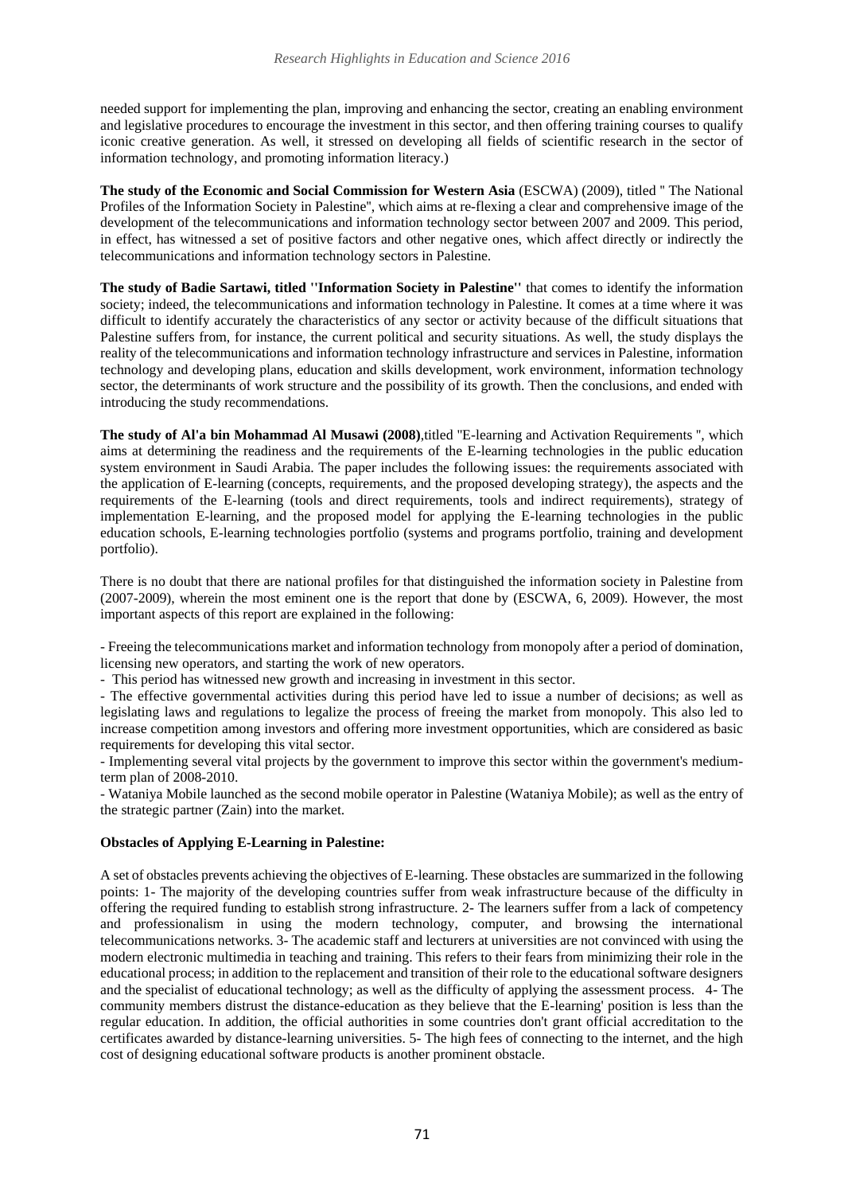needed support for implementing the plan, improving and enhancing the sector, creating an enabling environment and legislative procedures to encourage the investment in this sector, and then offering training courses to qualify iconic creative generation. As well, it stressed on developing all fields of scientific research in the sector of information technology, and promoting information literacy.)

**The study of the Economic and Social Commission for Western Asia** (ESCWA) (2009), titled " The National Profiles of the Information Society in Palestine", which aims at re-flexing a clear and comprehensive image of the development of the telecommunications and information technology sector between 2007 and 2009. This period, in effect, has witnessed a set of positive factors and other negative ones, which affect directly or indirectly the telecommunications and information technology sectors in Palestine.

**The study of Badie Sartawi, titled ''Information Society in Palestine''** that comes to identify the information society; indeed, the telecommunications and information technology in Palestine. It comes at a time where it was difficult to identify accurately the characteristics of any sector or activity because of the difficult situations that Palestine suffers from, for instance, the current political and security situations. As well, the study displays the reality of the telecommunications and information technology infrastructure and services in Palestine, information technology and developing plans, education and skills development, work environment, information technology sector, the determinants of work structure and the possibility of its growth. Then the conclusions, and ended with introducing the study recommendations.

**The study of Al'a bin Mohammad Al Musawi (2008)**,titled "E-learning and Activation Requirements ", which aims at determining the readiness and the requirements of the E-learning technologies in the public education system environment in Saudi Arabia. The paper includes the following issues: the requirements associated with the application of E-learning (concepts, requirements, and the proposed developing strategy), the aspects and the requirements of the E-learning (tools and direct requirements, tools and indirect requirements), strategy of implementation E-learning, and the proposed model for applying the E-learning technologies in the public education schools, E-learning technologies portfolio (systems and programs portfolio, training and development portfolio).

There is no doubt that there are national profiles for that distinguished the information society in Palestine from (2007-2009), wherein the most eminent one is the report that done by (ESCWA, 6, 2009). However, the most important aspects of this report are explained in the following:

- Freeing the telecommunications market and information technology from monopoly after a period of domination, licensing new operators, and starting the work of new operators.
- This period has witnessed new growth and increasing in investment in this sector.
- The effective governmental activities during this period have led to issue a number of decisions; as well as legislating laws and regulations to legalize the process of freeing the market from monopoly. This also led to increase competition among investors and offering more investment opportunities, which are considered as basic requirements for developing this vital sector.
- Implementing several vital projects by the government to improve this sector within the government's medium-term plan of 2008-2010.
- Wataniya Mobile launched as the second mobile operator in Palestine (Wataniya Mobile); as well as the entry of the strategic partner (Zain) into the market.

**Obstacles of Applying E-Learning in Palestine:**

A set of obstacles prevents achieving the objectives of E-learning. These obstacles are summarized in the following points: 1- The majority of the developing countries suffer from weak infrastructure because of the difficulty in offering the required funding to establish strong infrastructure. 2- The learners suffer from a lack of competency and professionalism in using the modern technology, computer, and browsing the international telecommunications networks. 3- The academic staff and lecturers at universities are not convinced with using the modern electronic multimedia in teaching and training. This refers to their fears from minimizing their role in the educational process; in addition to the replacement and transition of their role to the educational software designers and the specialist of educational technology; as well as the difficulty of applying the assessment process. 4- The community members distrust the distance-education as they believe that the E-learning' position is less than the regular education. In addition, the official authorities in some countries don't grant official accreditation to the certificates awarded by distance-learning universities. 5- The high fees of connecting to the internet, and the high cost of designing educational software products is another prominent obstacle.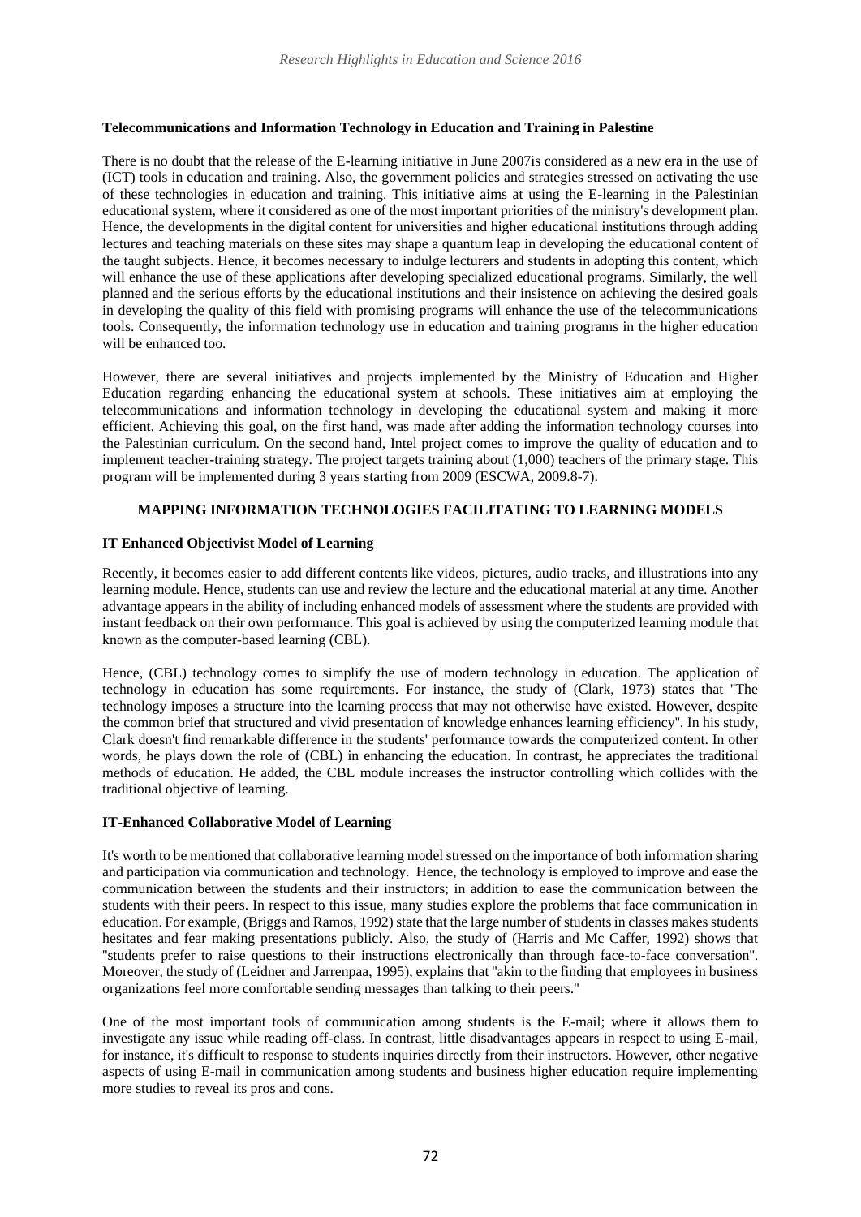**Telecommunications and Information Technology in Education and Training in Palestine**

There is no doubt that the release of the E-learning initiative in June 2007is considered as a new era in the use of (ICT) tools in education and training. Also, the government policies and strategies stressed on activating the use of these technologies in education and training. This initiative aims at using the E-learning in the Palestinian educational system, where it considered as one of the most important priorities of the ministry's development plan. Hence, the developments in the digital content for universities and higher educational institutions through adding lectures and teaching materials on these sites may shape a quantum leap in developing the educational content of the taught subjects. Hence, it becomes necessary to indulge lecturers and students in adopting this content, which will enhance the use of these applications after developing specialized educational programs. Similarly, the well planned and the serious efforts by the educational institutions and their insistence on achieving the desired goals in developing the quality of this field with promising programs will enhance the use of the telecommunications tools. Consequently, the information technology use in education and training programs in the higher education will be enhanced too.

However, there are several initiatives and projects implemented by the Ministry of Education and Higher Education regarding enhancing the educational system at schools. These initiatives aim at employing the telecommunications and information technology in developing the educational system and making it more efficient. Achieving this goal, on the first hand, was made after adding the information technology courses into the Palestinian curriculum. On the second hand, Intel project comes to improve the quality of education and to implement teacher-training strategy. The project targets training about (1,000) teachers of the primary stage. This program will be implemented during 3 years starting from 2009 (ESCWA, 2009.8-7).

## MAPPING INFORMATION TECHNOLOGIES FACILITATING TO LEARNING MODELS

**IT Enhanced Objectivist Model of Learning**

Recently, it becomes easier to add different contents like videos, pictures, audio tracks, and illustrations into any learning module. Hence, students can use and review the lecture and the educational material at any time. Another advantage appears in the ability of including enhanced models of assessment where the students are provided with instant feedback on their own performance. This goal is achieved by using the computerized learning module that known as the computer-based learning (CBL).

Hence, (CBL) technology comes to simplify the use of modern technology in education. The application of technology in education has some requirements. For instance, the study of (Clark, 1973) states that "The technology imposes a structure into the learning process that may not otherwise have existed. However, despite the common brief that structured and vivid presentation of knowledge enhances learning efficiency". In his study, Clark doesn't find remarkable difference in the students' performance towards the computerized content. In other words, he plays down the role of (CBL) in enhancing the education. In contrast, he appreciates the traditional methods of education. He added, the CBL module increases the instructor controlling which collides with the traditional objective of learning.

**IT-Enhanced Collaborative Model of Learning**

It's worth to be mentioned that collaborative learning model stressed on the importance of both information sharing and participation via communication and technology. Hence, the technology is employed to improve and ease the communication between the students and their instructors; in addition to ease the communication between the students with their peers. In respect to this issue, many studies explore the problems that face communication in education. For example, (Briggs and Ramos, 1992) state that the large number of students in classes makes students hesitates and fear making presentations publicly. Also, the study of (Harris and Mc Caffer, 1992) shows that "students prefer to raise questions to their instructions electronically than through face-to-face conversation". Moreover, the study of (Leidner and Jarrenpaa, 1995), explains that "akin to the finding that employees in business organizations feel more comfortable sending messages than talking to their peers."

One of the most important tools of communication among students is the E-mail; where it allows them to investigate any issue while reading off-class. In contrast, little disadvantages appears in respect to using E-mail, for instance, it's difficult to response to students inquiries directly from their instructors. However, other negative aspects of using E-mail in communication among students and business higher education require implementing more studies to reveal its pros and cons.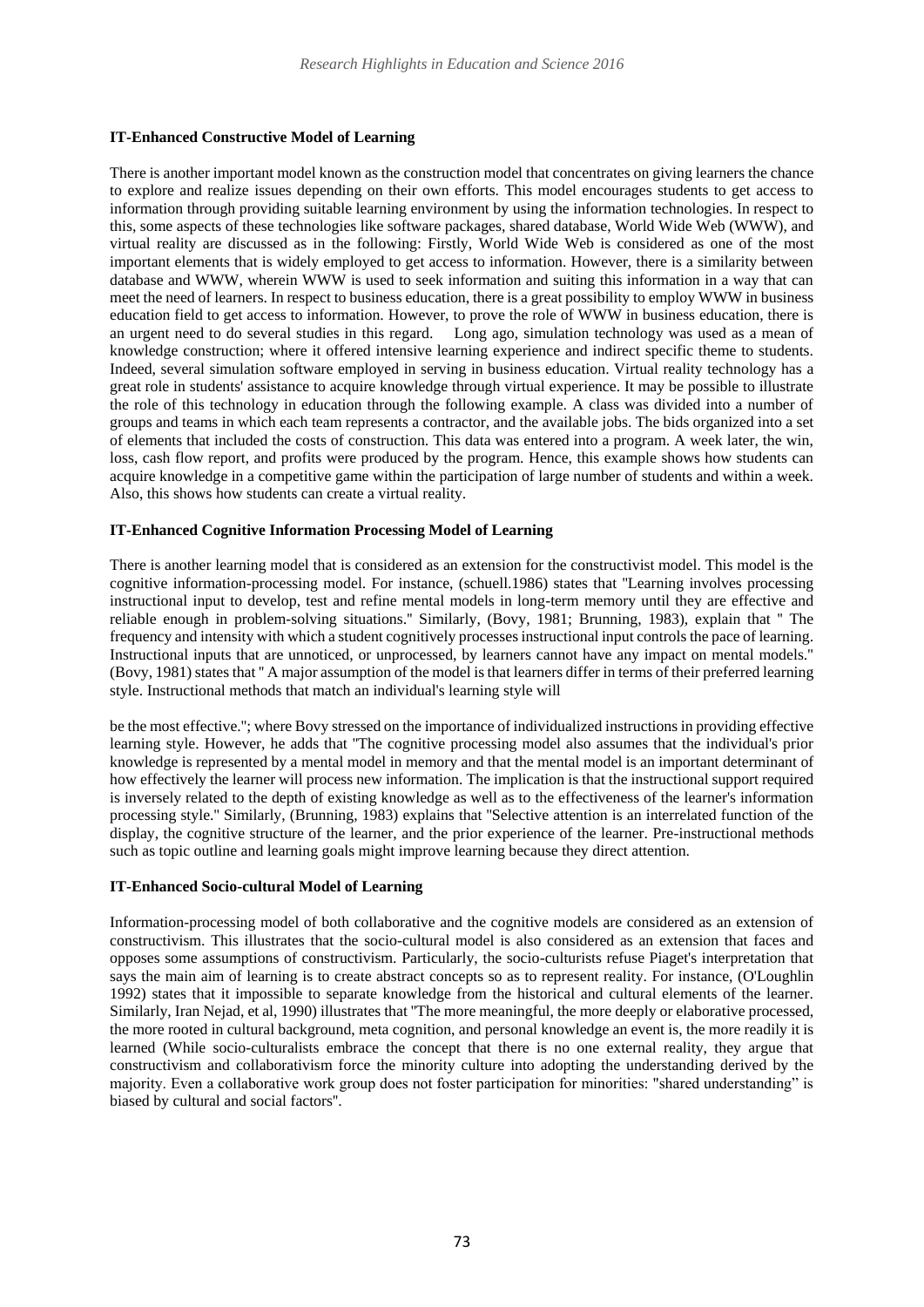**IT-Enhanced Constructive Model of Learning**

There is another important model known as the construction model that concentrates on giving learners the chance to explore and realize issues depending on their own efforts. This model encourages students to get access to information through providing suitable learning environment by using the information technologies. In respect to this, some aspects of these technologies like software packages, shared database, World Wide Web (WWW), and virtual reality are discussed as in the following: Firstly, World Wide Web is considered as one of the most important elements that is widely employed to get access to information. However, there is a similarity between database and WWW, wherein WWW is used to seek information and suiting this information in a way that can meet the need of learners. In respect to business education, there is a great possibility to employ WWW in business education field to get access to information. However, to prove the role of WWW in business education, there is an urgent need to do several studies in this regard. Long ago, simulation technology was used as a mean of knowledge construction; where it offered intensive learning experience and indirect specific theme to students. Indeed, several simulation software employed in serving in business education. Virtual reality technology has a great role in students' assistance to acquire knowledge through virtual experience. It may be possible to illustrate the role of this technology in education through the following example. A class was divided into a number of groups and teams in which each team represents a contractor, and the available jobs. The bids organized into a set of elements that included the costs of construction. This data was entered into a program. A week later, the win, loss, cash flow report, and profits were produced by the program. Hence, this example shows how students can acquire knowledge in a competitive game within the participation of large number of students and within a week. Also, this shows how students can create a virtual reality.

**IT-Enhanced Cognitive Information Processing Model of Learning**

There is another learning model that is considered as an extension for the constructivist model. This model is the cognitive information-processing model. For instance, (schuell.1986) states that "Learning involves processing instructional input to develop, test and refine mental models in long-term memory until they are effective and reliable enough in problem-solving situations." Similarly, (Bovy, 1981; Brunning, 1983), explain that " The frequency and intensity with which a student cognitively processes instructional input controls the pace of learning. Instructional inputs that are unnoticed, or unprocessed, by learners cannot have any impact on mental models." (Bovy, 1981) states that " A major assumption of the model is that learners differ in terms of their preferred learning style. Instructional methods that match an individual's learning style will

be the most effective."; where Bovy stressed on the importance of individualized instructions in providing effective learning style. However, he adds that "The cognitive processing model also assumes that the individual's prior knowledge is represented by a mental model in memory and that the mental model is an important determinant of how effectively the learner will process new information. The implication is that the instructional support required is inversely related to the depth of existing knowledge as well as to the effectiveness of the learner's information processing style." Similarly, (Brunning, 1983) explains that "Selective attention is an interrelated function of the display, the cognitive structure of the learner, and the prior experience of the learner. Pre-instructional methods such as topic outline and learning goals might improve learning because they direct attention.

**IT-Enhanced Socio-cultural Model of Learning**

Information-processing model of both collaborative and the cognitive models are considered as an extension of constructivism. This illustrates that the socio-cultural model is also considered as an extension that faces and opposes some assumptions of constructivism. Particularly, the socio-culturists refuse Piaget's interpretation that says the main aim of learning is to create abstract concepts so as to represent reality. For instance, (O'Loughlin 1992) states that it impossible to separate knowledge from the historical and cultural elements of the learner. Similarly, Iran Nejad, et al, 1990) illustrates that "The more meaningful, the more deeply or elaborative processed, the more rooted in cultural background, meta cognition, and personal knowledge an event is, the more readily it is learned (While socio-culturalists embrace the concept that there is no one external reality, they argue that constructivism and collaborativism force the minority culture into adopting the understanding derived by the majority. Even a collaborative work group does not foster participation for minorities: "shared understanding" is biased by cultural and social factors".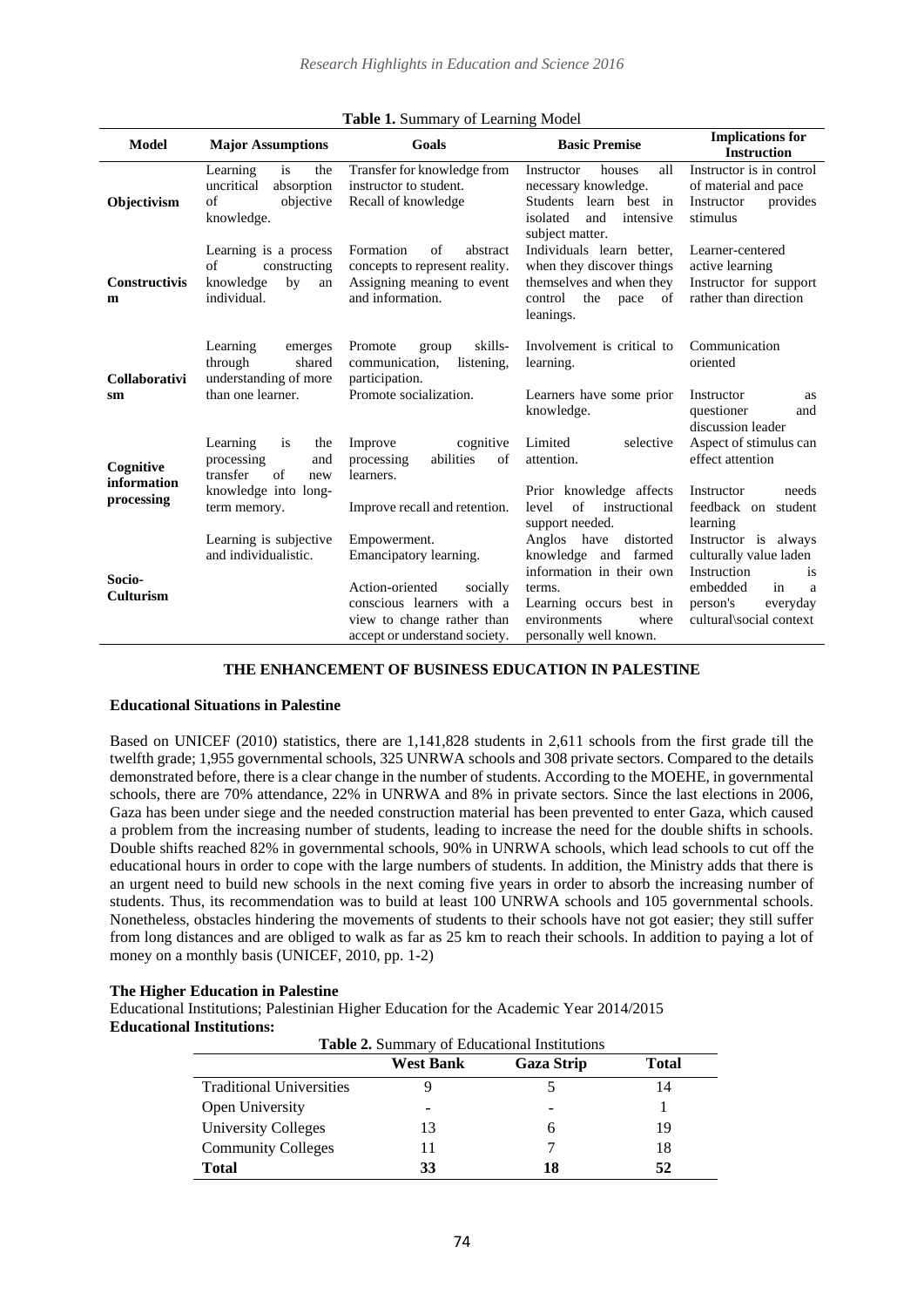**Table 1.** Summary of Learning Model

| Model | Major Assumptions | Goals | Basic Premise | Implications for Instruction |
|---|---|---|---|---|
| **Objectivism** | Learning is the uncritical absorption of objective knowledge. | Transfer for knowledge from instructor to student. Recall of knowledge | Instructor houses all necessary knowledge. Students learn best in isolated and intensive subject matter. | Instructor is in control of material and pace Instructor provides stimulus |
| **Constructivism** | Learning is a process of constructing knowledge by an individual. | Formation of abstract concepts to represent reality. Assigning meaning to event and information. | Individuals learn better, when they discover things themselves and when they control the pace of leanings. | Learner-centered active learning Instructor for support rather than direction |
| **Collaborativism** | Learning emerges through shared understanding of more than one learner. | Promote group skills- communication, listening, participation. Promote socialization. | Involvement is critical to learning. Learners have some prior knowledge. | Communication oriented Instructor as questioner and discussion leader |
| **Cognitive information processing** | Learning is the processing and transfer of new knowledge into long-term memory. | Improve cognitive processing abilities of learners. Improve recall and retention. | Limited selective attention. Prior knowledge affects level of instructional support needed. | Aspect of stimulus can effect attention Instructor needs feedback on student learning |
| **Socio-Culturism** | Learning is subjective and individualistic. | Empowerment. Emancipatory learning. Action-oriented socially conscious learners with a view to change rather than accept or understand society. | Anglos have distorted knowledge and farmed information in their own terms. Learning occurs best in environments where personally well known. | Instructor is always culturally value laden Instruction is embedded in a person's everyday cultural\social context |

## THE ENHANCEMENT OF BUSINESS EDUCATION IN PALESTINE

### Educational Situations in Palestine

Based on UNICEF (2010) statistics, there are 1,141,828 students in 2,611 schools from the first grade till the twelfth grade; 1,955 governmental schools, 325 UNRWA schools and 308 private sectors. Compared to the details demonstrated before, there is a clear change in the number of students. According to the MOEHE, in governmental schools, there are 70% attendance, 22% in UNRWA and 8% in private sectors. Since the last elections in 2006, Gaza has been under siege and the needed construction material has been prevented to enter Gaza, which caused a problem from the increasing number of students, leading to increase the need for the double shifts in schools. Double shifts reached 82% in governmental schools, 90% in UNRWA schools, which lead schools to cut off the educational hours in order to cope with the large numbers of students. In addition, the Ministry adds that there is an urgent need to build new schools in the next coming five years in order to absorb the increasing number of students. Thus, its recommendation was to build at least 100 UNRWA schools and 105 governmental schools. Nonetheless, obstacles hindering the movements of students to their schools have not got easier; they still suffer from long distances and are obliged to walk as far as 25 km to reach their schools. In addition to paying a lot of money on a monthly basis (UNICEF, 2010, pp. 1-2)

### The Higher Education in Palestine

Educational Institutions; Palestinian Higher Education for the Academic Year 2014/2015

**Educational Institutions:**

**Table 2.** Summary of Educational Institutions

| | West Bank | Gaza Strip | Total |
|---|---|---|---|
| Traditional Universities | 9 | 5 | 14 |
| Open University | - | - | 1 |
| University Colleges | 13 | 6 | 19 |
| Community Colleges | 11 | 7 | 18 |
| **Total** | **33** | **18** | **52** |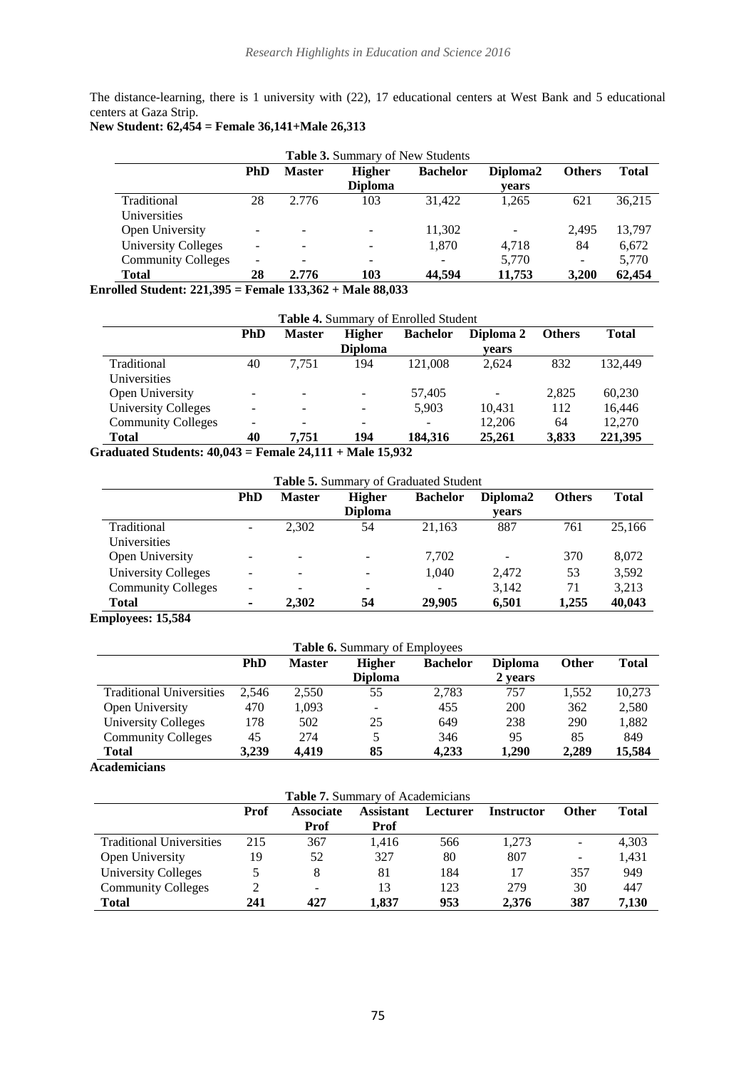The distance-learning, there is 1 university with (22), 17 educational centers at West Bank and 5 educational centers at Gaza Strip.

**New Student: 62,454 = Female 36,141+Male 26,313**

**Table 3.** Summary of New Students

| | PhD | Master | Higher Diploma | Bachelor | Diploma2 years | Others | Total |
|---|---|---|---|---|---|---|---|
| Traditional Universities | 28 | 2.776 | 103 | 31,422 | 1,265 | 621 | 36,215 |
| Open University | - | - | - | 11,302 | - | 2,495 | 13,797 |
| University Colleges | - | - | - | 1,870 | 4,718 | 84 | 6,672 |
| Community Colleges | - | - | - | - | 5,770 | - | 5,770 |
| **Total** | **28** | **2.776** | **103** | **44,594** | **11,753** | **3,200** | **62,454** |

**Enrolled Student: 221,395 = Female 133,362 + Male 88,033**

**Table 4.** Summary of Enrolled Student

| | PhD | Master | Higher Diploma | Bachelor | Diploma 2 years | Others | Total |
|---|---|---|---|---|---|---|---|
| Traditional Universities | 40 | 7,751 | 194 | 121,008 | 2,624 | 832 | 132,449 |
| Open University | - | - | - | 57,405 | - | 2,825 | 60,230 |
| University Colleges | - | - | - | 5,903 | 10,431 | 112 | 16,446 |
| Community Colleges | - | - | - | - | 12,206 | 64 | 12,270 |
| **Total** | **40** | **7,751** | **194** | **184,316** | **25,261** | **3,833** | **221,395** |

**Graduated Students: 40,043 = Female 24,111 + Male 15,932**

**Table 5.** Summary of Graduated Student

| | PhD | Master | Higher Diploma | Bachelor | Diploma2 years | Others | Total |
|---|---|---|---|---|---|---|---|
| Traditional Universities | - | 2,302 | 54 | 21,163 | 887 | 761 | 25,166 |
| Open University | - | - | - | 7,702 | - | 370 | 8,072 |
| University Colleges | - | - | - | 1,040 | 2,472 | 53 | 3,592 |
| Community Colleges | - | - | - | - | 3,142 | 71 | 3,213 |
| **Total** | **-** | **2,302** | **54** | **29,905** | **6,501** | **1,255** | **40,043** |

**Employees: 15,584**

**Table 6.** Summary of Employees

| | PhD | Master | Higher Diploma | Bachelor | Diploma 2 years | Other | Total |
|---|---|---|---|---|---|---|---|
| Traditional Universities | 2,546 | 2,550 | 55 | 2,783 | 757 | 1,552 | 10,273 |
| Open University | 470 | 1,093 | - | 455 | 200 | 362 | 2,580 |
| University Colleges | 178 | 502 | 25 | 649 | 238 | 290 | 1,882 |
| Community Colleges | 45 | 274 | 5 | 346 | 95 | 85 | 849 |
| **Total** | **3,239** | **4,419** | **85** | **4,233** | **1,290** | **2,289** | **15,584** |

**Academicians**

**Table 7.** Summary of Academicians

| | Prof | Associate Prof | Assistant Prof | Lecturer | Instructor | Other | Total |
|---|---|---|---|---|---|---|---|
| Traditional Universities | 215 | 367 | 1,416 | 566 | 1,273 | - | 4,303 |
| Open University | 19 | 52 | 327 | 80 | 807 | - | 1,431 |
| University Colleges | 5 | 8 | 81 | 184 | 17 | 357 | 949 |
| Community Colleges | 2 | - | 13 | 123 | 279 | 30 | 447 |
| **Total** | **241** | **427** | **1,837** | **953** | **2,376** | **387** | **7,130** |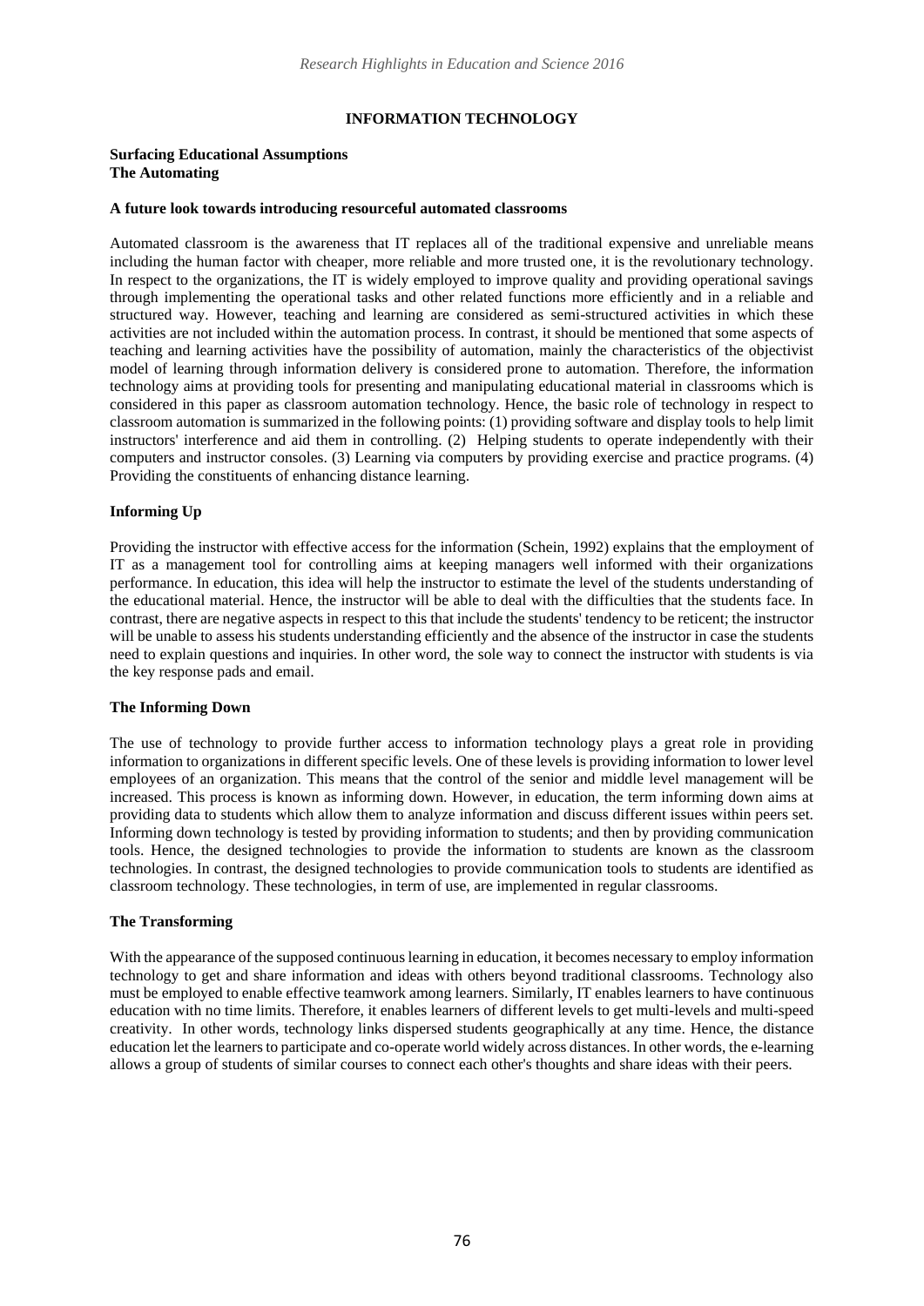## INFORMATION TECHNOLOGY

**Surfacing Educational Assumptions**
**The Automating**

### A future look towards introducing resourceful automated classrooms

Automated classroom is the awareness that IT replaces all of the traditional expensive and unreliable means including the human factor with cheaper, more reliable and more trusted one, it is the revolutionary technology. In respect to the organizations, the IT is widely employed to improve quality and providing operational savings through implementing the operational tasks and other related functions more efficiently and in a reliable and structured way. However, teaching and learning are considered as semi-structured activities in which these activities are not included within the automation process. In contrast, it should be mentioned that some aspects of teaching and learning activities have the possibility of automation, mainly the characteristics of the objectivist model of learning through information delivery is considered prone to automation. Therefore, the information technology aims at providing tools for presenting and manipulating educational material in classrooms which is considered in this paper as classroom automation technology. Hence, the basic role of technology in respect to classroom automation is summarized in the following points: (1) providing software and display tools to help limit instructors' interference and aid them in controlling. (2) Helping students to operate independently with their computers and instructor consoles. (3) Learning via computers by providing exercise and practice programs. (4) Providing the constituents of enhancing distance learning.

### Informing Up

Providing the instructor with effective access for the information (Schein, 1992) explains that the employment of IT as a management tool for controlling aims at keeping managers well informed with their organizations performance. In education, this idea will help the instructor to estimate the level of the students understanding of the educational material. Hence, the instructor will be able to deal with the difficulties that the students face. In contrast, there are negative aspects in respect to this that include the students' tendency to be reticent; the instructor will be unable to assess his students understanding efficiently and the absence of the instructor in case the students need to explain questions and inquiries. In other word, the sole way to connect the instructor with students is via the key response pads and email.

### The Informing Down

The use of technology to provide further access to information technology plays a great role in providing information to organizations in different specific levels. One of these levels is providing information to lower level employees of an organization. This means that the control of the senior and middle level management will be increased. This process is known as informing down. However, in education, the term informing down aims at providing data to students which allow them to analyze information and discuss different issues within peers set. Informing down technology is tested by providing information to students; and then by providing communication tools. Hence, the designed technologies to provide the information to students are known as the classroom technologies. In contrast, the designed technologies to provide communication tools to students are identified as classroom technology. These technologies, in term of use, are implemented in regular classrooms.

### The Transforming

With the appearance of the supposed continuous learning in education, it becomes necessary to employ information technology to get and share information and ideas with others beyond traditional classrooms. Technology also must be employed to enable effective teamwork among learners. Similarly, IT enables learners to have continuous education with no time limits. Therefore, it enables learners of different levels to get multi-levels and multi-speed creativity. In other words, technology links dispersed students geographically at any time. Hence, the distance education let the learners to participate and co-operate world widely across distances. In other words, the e-learning allows a group of students of similar courses to connect each other's thoughts and share ideas with their peers.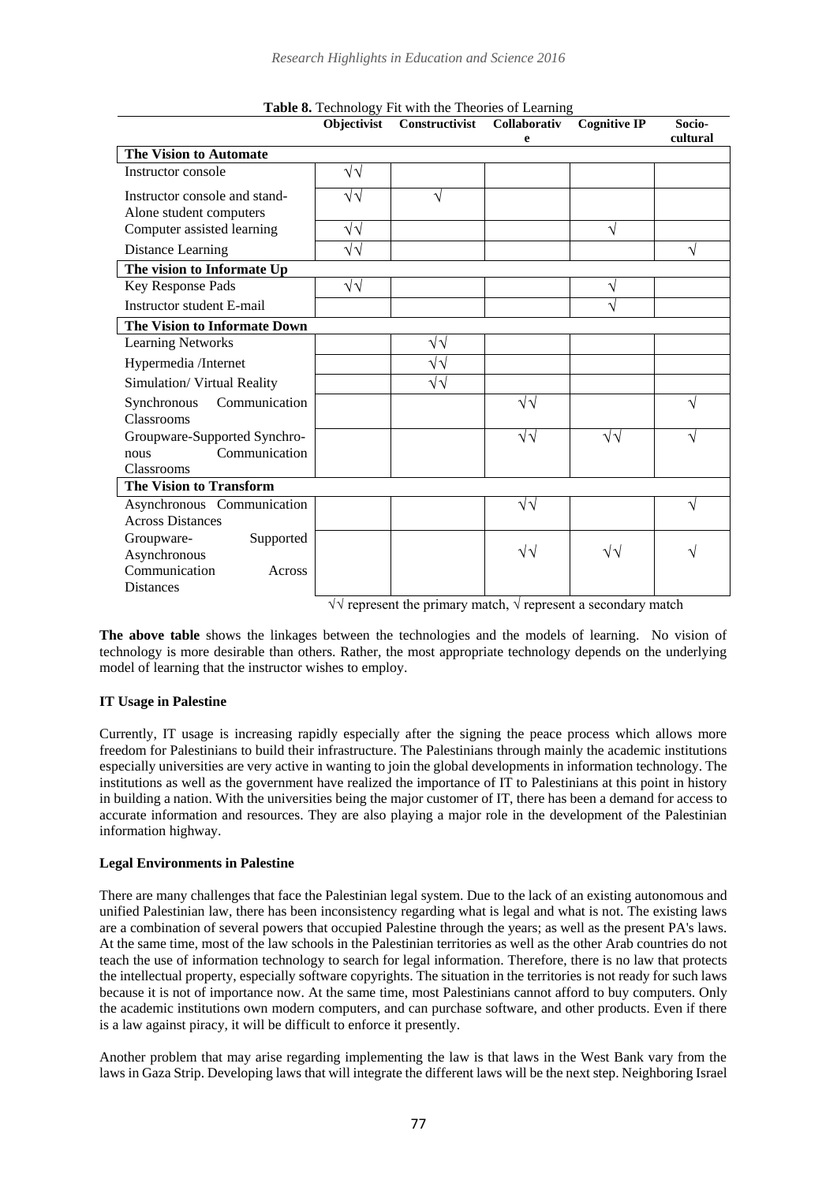**Table 8.** Technology Fit with the Theories of Learning

| | Objectivist | Constructivist | Collaborative | Cognitive IP | Socio-cultural |
|---|---|---|---|---|---|
| **The Vision to Automate** | | | | | |
| Instructor console | √√ | | | | |
| Instructor console and stand-Alone student computers | √√ | √ | | | |
| Computer assisted learning | √√ | | | √ | |
| Distance Learning | √√ | | | | √ |
| **The vision to Informate Up** | | | | | |
| Key Response Pads | √√ | | | √ | |
| Instructor student E-mail | | | | √ | |
| **The Vision to Informate Down** | | | | | |
| Learning Networks | | √√ | | | |
| Hypermedia /Internet | | √√ | | | |
| Simulation/ Virtual Reality | | √√ | | | |
| Synchronous Communication Classrooms | | | √√ | | √ |
| Groupware-Supported Synchronous Communication Classrooms | | | √√ | √√ | √ |
| **The Vision to Transform** | | | | | |
| Asynchronous Communication Across Distances | | | √√ | | √ |
| Groupware- Supported Asynchronous Communication Across Distances | | | √√ | √√ | √ |

√√ represent the primary match, √ represent a secondary match

**The above table** shows the linkages between the technologies and the models of learning. No vision of technology is more desirable than others. Rather, the most appropriate technology depends on the underlying model of learning that the instructor wishes to employ.

**IT Usage in Palestine**

Currently, IT usage is increasing rapidly especially after the signing the peace process which allows more freedom for Palestinians to build their infrastructure. The Palestinians through mainly the academic institutions especially universities are very active in wanting to join the global developments in information technology. The institutions as well as the government have realized the importance of IT to Palestinians at this point in history in building a nation. With the universities being the major customer of IT, there has been a demand for access to accurate information and resources. They are also playing a major role in the development of the Palestinian information highway.

**Legal Environments in Palestine**

There are many challenges that face the Palestinian legal system. Due to the lack of an existing autonomous and unified Palestinian law, there has been inconsistency regarding what is legal and what is not. The existing laws are a combination of several powers that occupied Palestine through the years; as well as the present PA's laws. At the same time, most of the law schools in the Palestinian territories as well as the other Arab countries do not teach the use of information technology to search for legal information. Therefore, there is no law that protects the intellectual property, especially software copyrights. The situation in the territories is not ready for such laws because it is not of importance now. At the same time, most Palestinians cannot afford to buy computers. Only the academic institutions own modern computers, and can purchase software, and other products. Even if there is a law against piracy, it will be difficult to enforce it presently.

Another problem that may arise regarding implementing the law is that laws in the West Bank vary from the laws in Gaza Strip. Developing laws that will integrate the different laws will be the next step. Neighboring Israel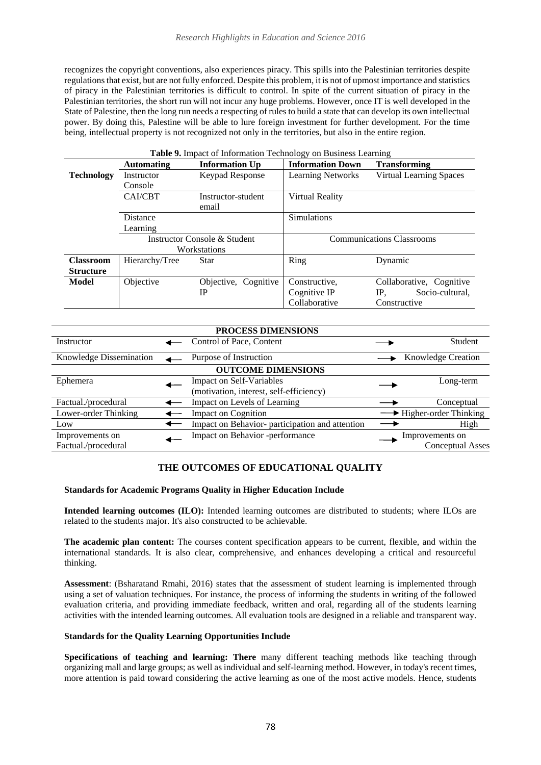recognizes the copyright conventions, also experiences piracy. This spills into the Palestinian territories despite regulations that exist, but are not fully enforced. Despite this problem, it is not of upmost importance and statistics of piracy in the Palestinian territories is difficult to control. In spite of the current situation of piracy in the Palestinian territories, the short run will not incur any huge problems. However, once IT is well developed in the State of Palestine, then the long run needs a respecting of rules to build a state that can develop its own intellectual power. By doing this, Palestine will be able to lure foreign investment for further development. For the time being, intellectual property is not recognized not only in the territories, but also in the entire region.

**Table 9.** Impact of Information Technology on Business Learning

| | **Automating** | **Information Up** | **Information Down** | **Transforming** |
|---|---|---|---|---|
| **Technology** | Instructor Console | Keypad Response | Learning Networks | Virtual Learning Spaces |
| | CAI/CBT | Instructor-student email | Virtual Reality | |
| | Distance Learning | | Simulations | |
| | Instructor Console & Student Workstations | | Communications Classrooms | |
| **Classroom Structure** | Hierarchy/Tree | Star | Ring | Dynamic |
| **Model** | Objective | Objective, Cognitive IP | Constructive, Cognitive IP Collaborative | Collaborative, Cognitive IP, Socio-cultural, Constructive |

| | | **PROCESS DIMENSIONS** | | |
|---|---|---|---|---|
| Instructor | ← | Control of Pace, Content | → | Student |
| Knowledge Dissemination | ← | Purpose of Instruction | → | Knowledge Creation |
| | | **OUTCOME DIMENSIONS** | | |
| Ephemera | ← | Impact on Self-Variables (motivation, interest, self-efficiency) | → | Long-term |
| Factual./procedural | ← | Impact on Levels of Learning | → | Conceptual |
| Lower-order Thinking | ← | Impact on Cognition | → | Higher-order Thinking |
| Low | ← | Impact on Behavior- participation and attention | → | High |
| Improvements on Factual./procedural | ← | Impact on Behavior -performance | → | Improvements on Conceptual Asses |

## THE OUTCOMES OF EDUCATIONAL QUALITY

### Standards for Academic Programs Quality in Higher Education Include

**Intended learning outcomes (ILO):** Intended learning outcomes are distributed to students; where ILOs are related to the students major. It's also constructed to be achievable.

**The academic plan content:** The courses content specification appears to be current, flexible, and within the international standards. It is also clear, comprehensive, and enhances developing a critical and resourceful thinking.

**Assessment**: (Bsharatand Rmahi, 2016) states that the assessment of student learning is implemented through using a set of valuation techniques. For instance, the process of informing the students in writing of the followed evaluation criteria, and providing immediate feedback, written and oral, regarding all of the students learning activities with the intended learning outcomes. All evaluation tools are designed in a reliable and transparent way.

### Standards for the Quality Learning Opportunities Include

**Specifications of teaching and learning: There** many different teaching methods like teaching through organizing mall and large groups; as well as individual and self-learning method. However, in today's recent times, more attention is paid toward considering the active learning as one of the most active models. Hence, students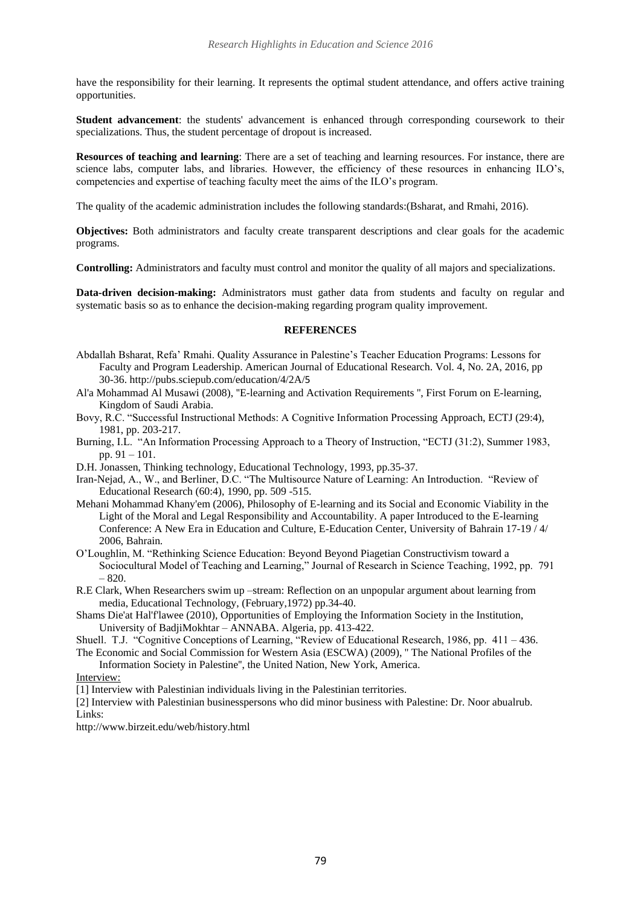have the responsibility for their learning. It represents the optimal student attendance, and offers active training opportunities.

**Student advancement**: the students' advancement is enhanced through corresponding coursework to their specializations. Thus, the student percentage of dropout is increased.

**Resources of teaching and learning**: There are a set of teaching and learning resources. For instance, there are science labs, computer labs, and libraries. However, the efficiency of these resources in enhancing ILO's, competencies and expertise of teaching faculty meet the aims of the ILO's program.

The quality of the academic administration includes the following standards:(Bsharat, and Rmahi, 2016).

**Objectives:** Both administrators and faculty create transparent descriptions and clear goals for the academic programs.

**Controlling:** Administrators and faculty must control and monitor the quality of all majors and specializations.

**Data-driven decision-making:** Administrators must gather data from students and faculty on regular and systematic basis so as to enhance the decision-making regarding program quality improvement.

## REFERENCES

Abdallah Bsharat, Refa' Rmahi. Quality Assurance in Palestine's Teacher Education Programs: Lessons for Faculty and Program Leadership. American Journal of Educational Research. Vol. 4, No. 2A, 2016, pp 30-36. http://pubs.sciepub.com/education/4/2A/5

Al'a Mohammad Al Musawi (2008), "E-learning and Activation Requirements ", First Forum on E-learning, Kingdom of Saudi Arabia.

Bovy, R.C. "Successful Instructional Methods: A Cognitive Information Processing Approach, ECTJ (29:4), 1981, pp. 203-217.

Burning, I.L. "An Information Processing Approach to a Theory of Instruction, "ECTJ (31:2), Summer 1983, pp. 91 – 101.

D.H. Jonassen, Thinking technology, Educational Technology, 1993, pp.35-37.

Iran-Nejad, A., W., and Berliner, D.C. "The Multisource Nature of Learning: An Introduction. "Review of Educational Research (60:4), 1990, pp. 509 -515.

Mehani Mohammad Khany'em (2006), Philosophy of E-learning and its Social and Economic Viability in the Light of the Moral and Legal Responsibility and Accountability. A paper Introduced to the E-learning Conference: A New Era in Education and Culture, E-Education Center, University of Bahrain 17-19 / 4/ 2006, Bahrain.

O'Loughlin, M. "Rethinking Science Education: Beyond Beyond Piagetian Constructivism toward a Sociocultural Model of Teaching and Learning," Journal of Research in Science Teaching, 1992, pp. 791 – 820.

R.E Clark, When Researchers swim up –stream: Reflection on an unpopular argument about learning from media, Educational Technology, (February,1972) pp.34-40.

Shams Die'at Hal'f'lawee (2010), Opportunities of Employing the Information Society in the Institution, University of BadjiMokhtar – ANNABA. Algeria, pp. 413-422.

Shuell. T.J. "Cognitive Conceptions of Learning, "Review of Educational Research, 1986, pp. 411 – 436.

The Economic and Social Commission for Western Asia (ESCWA) (2009), " The National Profiles of the Information Society in Palestine", the United Nation, New York, America.

Interview:

[1] Interview with Palestinian individuals living in the Palestinian territories.

[2] Interview with Palestinian businesspersons who did minor business with Palestine: Dr. Noor abualrub.

Links:

http://www.birzeit.edu/web/history.html